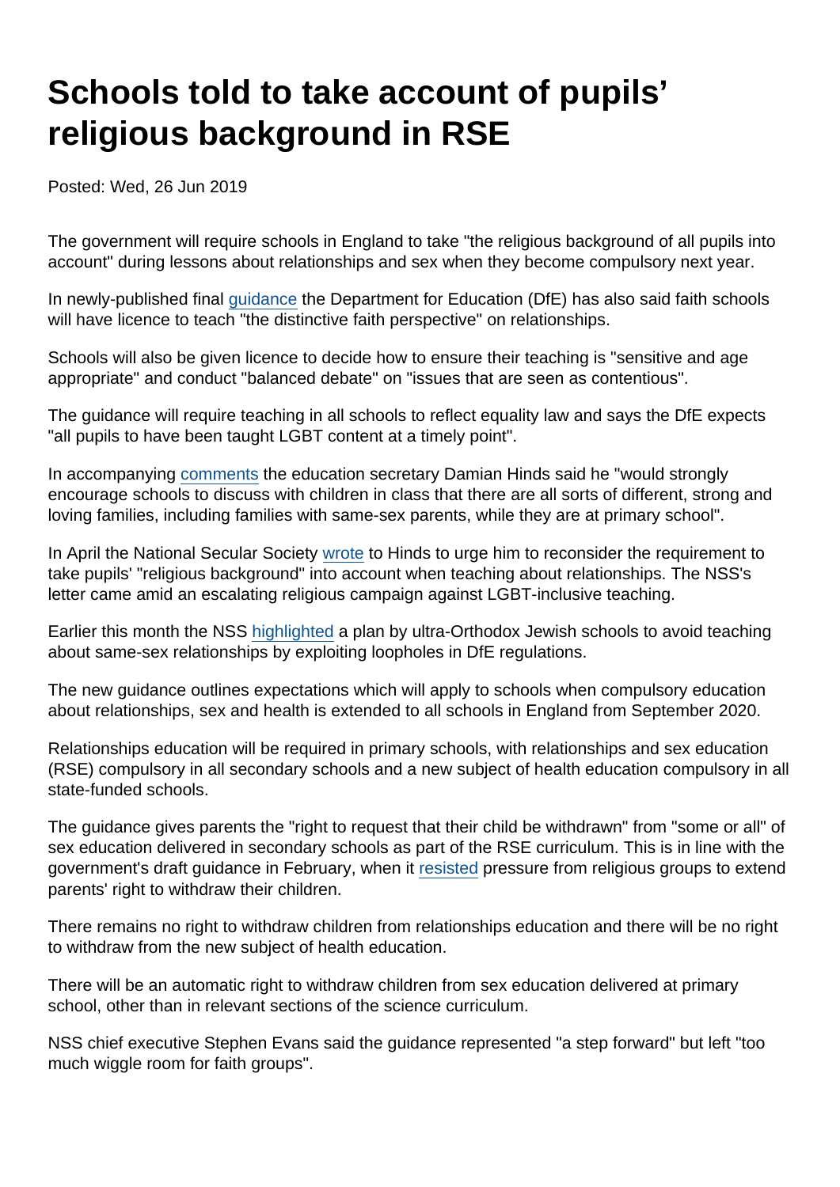# Schools told to take account of pupils' religious background in RSE

Posted: Wed, 26 Jun 2019

The government will require schools in England to take "the religious background of all pupils into account" during lessons about relationships and sex when they become compulsory next year.

In newly-published final guidance the Department for Education (DfE) has also said faith schools will have licence to teach "the distinctive faith perspective" on relationships.

Schools will also be given licence to decide how to ensure their teaching is "sensitive and age appropriate" and conduct "balanced debate" on "issues that are seen as contentious".

The guidance will require teaching in all schools to reflect equality law and says the DfE expects "all pupils to have been taught LGBT content at a timely point".

In accompanying comments the education secretary Damian Hinds said he "would strongly encourage schools to discuss with children in class that there are all sorts of different, strong and loving families, including families with same-sex parents, while they are at primary school".

In April the National Secular Society wrote to Hinds to urge him to reconsider the requirement to take pupils' "religious background" into account when teaching about relationships. The NSS's letter came amid an escalating religious campaign against LGBT-inclusive teaching.

Earlier this month the NSS highlighted a plan by ultra-Orthodox Jewish schools to avoid teaching about same-sex relationships by exploiting loopholes in DfE regulations.

The new guidance outlines expectations which will apply to schools when compulsory education about relationships, sex and health is extended to all schools in England from September 2020.

Relationships education will be required in primary schools, with relationships and sex education (RSE) compulsory in all secondary schools and a new subject of health education compulsory in all state-funded schools.

The guidance gives parents the "right to request that their child be withdrawn" from "some or all" of sex education delivered in secondary schools as part of the RSE curriculum. This is in line with the government's draft guidance in February, when it resisted pressure from religious groups to extend parents' right to withdraw their children.

There remains no right to withdraw children from relationships education and there will be no right to withdraw from the new subject of health education.

There will be an automatic right to withdraw children from sex education delivered at primary school, other than in relevant sections of the science curriculum.

NSS chief executive Stephen Evans said the guidance represented "a step forward" but left "too much wiggle room for faith groups".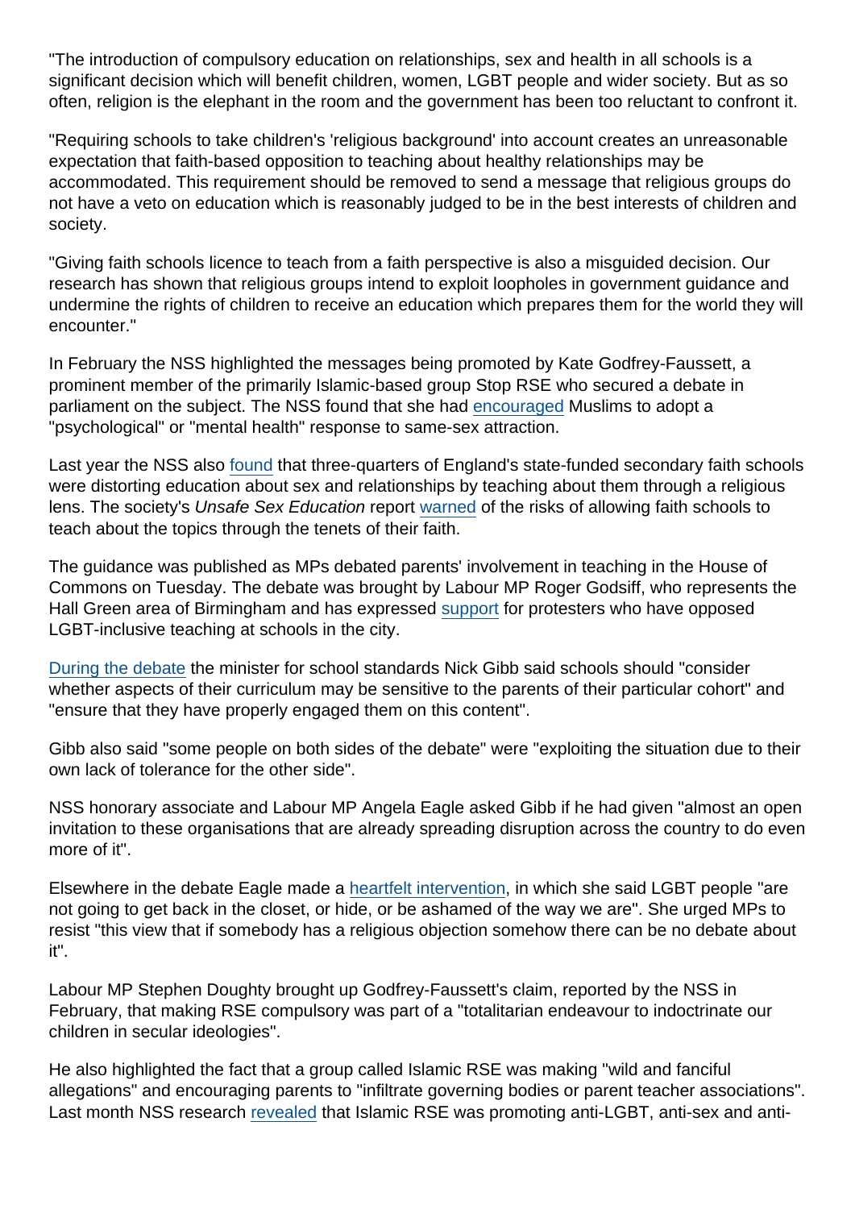"The introduction of compulsory education on relationships, sex and health in all schools is a significant decision which will benefit children, women, LGBT people and wider society. But as so often, religion is the elephant in the room and the government has been too reluctant to confront it.

"Requiring schools to take children's 'religious background' into account creates an unreasonable expectation that faith-based opposition to teaching about healthy relationships may be accommodated. This requirement should be removed to send a message that religious groups do not have a veto on education which is reasonably judged to be in the best interests of children and society.

"Giving faith schools licence to teach from a faith perspective is also a misguided decision. Our research has shown that religious groups intend to exploit loopholes in government guidance and undermine the rights of children to receive an education which prepares them for the world they will encounter."

In February the NSS highlighted the messages being promoted by Kate Godfrey-Faussett, a prominent member of the primarily Islamic-based group Stop RSE who secured a debate in parliament on the subject. The NSS found that she had encouraged Muslims to adopt a "psychological" or "mental health" response to same-sex attraction.

Last year the NSS also found that three-quarters of England's state-funded secondary faith schools were distorting education about sex and relationships by teaching about them through a religious lens. The society's *Unsafe Sex Education* report warned of the risks of allowing faith schools to teach about the topics through the tenets of their faith.

The guidance was published as MPs debated parents' involvement in teaching in the House of Commons on Tuesday. The debate was brought by Labour MP Roger Godsiff, who represents the Hall Green area of Birmingham and has expressed support for protesters who have opposed LGBT-inclusive teaching at schools in the city.

During the debate the minister for school standards Nick Gibb said schools should "consider whether aspects of their curriculum may be sensitive to the parents of their particular cohort" and "ensure that they have properly engaged them on this content".

Gibb also said "some people on both sides of the debate" were "exploiting the situation due to their own lack of tolerance for the other side".

NSS honorary associate and Labour MP Angela Eagle asked Gibb if he had given "almost an open invitation to these organisations that are already spreading disruption across the country to do even more of it".

Elsewhere in the debate Eagle made a heartfelt intervention, in which she said LGBT people "are not going to get back in the closet, or hide, or be ashamed of the way we are". She urged MPs to resist "this view that if somebody has a religious objection somehow there can be no debate about it".

Labour MP Stephen Doughty brought up Godfrey-Faussett's claim, reported by the NSS in February, that making RSE compulsory was part of a "totalitarian endeavour to indoctrinate our children in secular ideologies".

He also highlighted the fact that a group called Islamic RSE was making "wild and fanciful allegations" and encouraging parents to "infiltrate governing bodies or parent teacher associations". Last month NSS research revealed that Islamic RSE was promoting anti-LGBT, anti-sex and anti-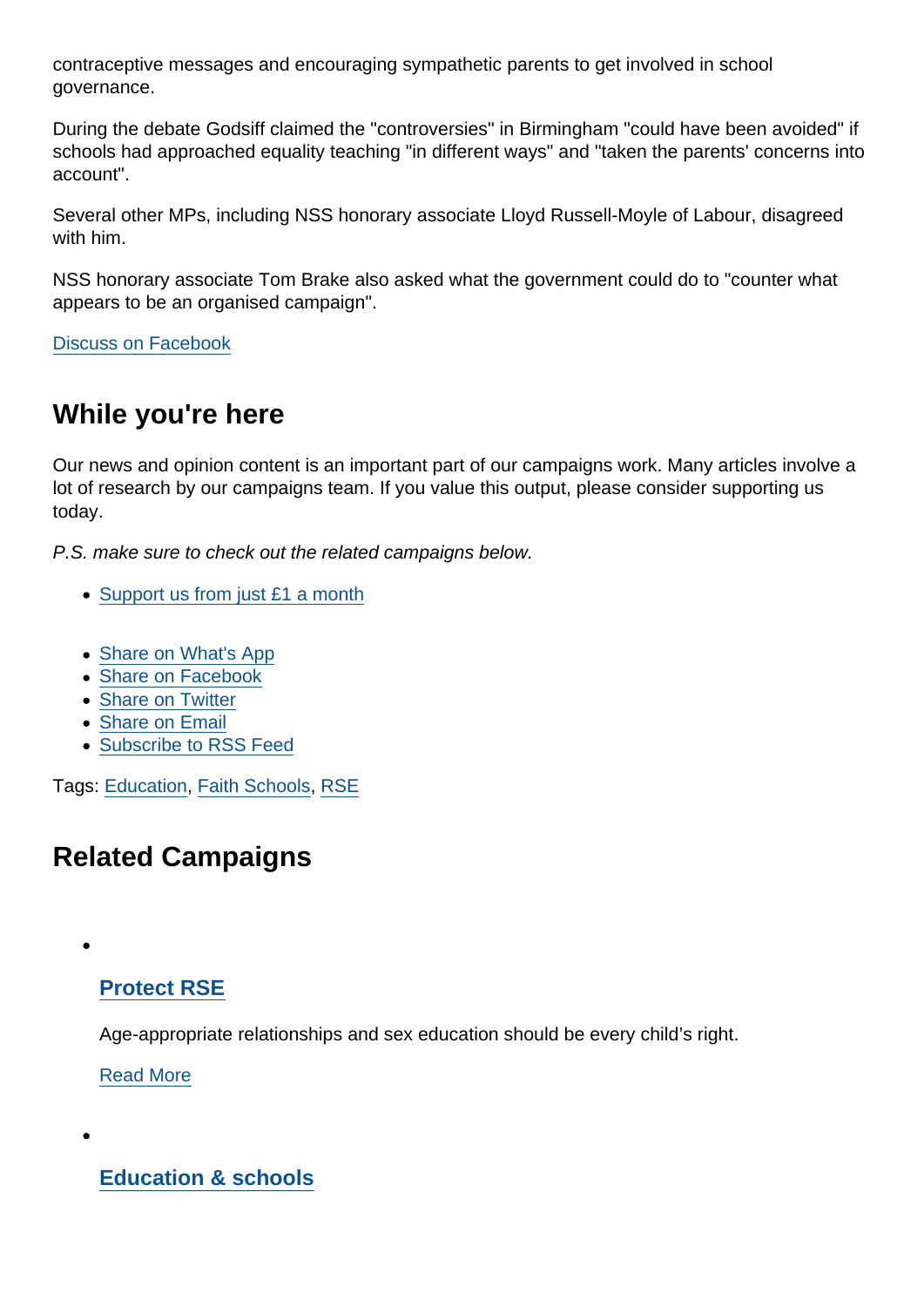contraceptive messages and encouraging sympathetic parents to get involved in school governance.

During the debate Godsiff claimed the "controversies" in Birmingham "could have been avoided" if schools had approached equality teaching "in different ways" and "taken the parents' concerns into account".

Several other MPs, including NSS honorary associate Lloyd Russell-Moyle of Labour, disagreed with him.

NSS honorary associate Tom Brake also asked what the government could do to "counter what appears to be an organised campaign".

Discuss on Facebook

## While you're here

Our news and opinion content is an important part of our campaigns work. Many articles involve a lot of research by our campaigns team. If you value this output, please consider supporting us today.

*P.S. make sure to check out the related campaigns below.*

- Support us from just £1 a month

- Share on What's App
- Share on Facebook
- Share on Twitter
- Share on Email
- Subscribe to RSS Feed

Tags: Education, Faith Schools, RSE

## Related Campaigns

- ### Protect RSE

  Age-appropriate relationships and sex education should be every child's right.

  Read More

- ### Education & schools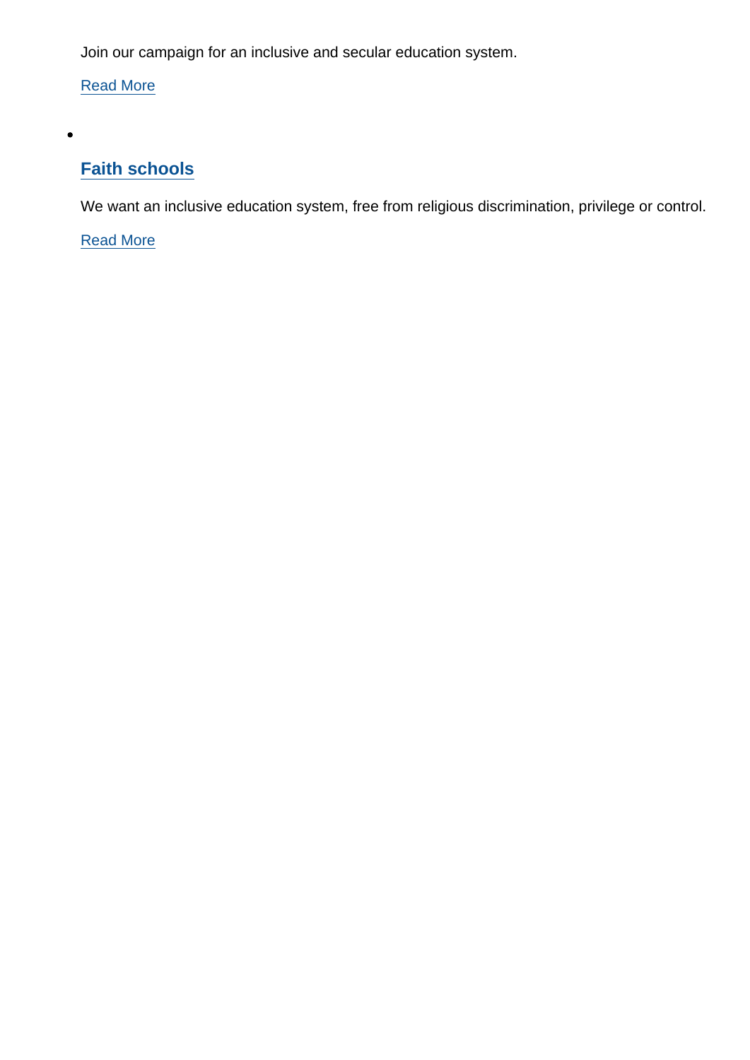Join our campaign for an inclusive and secular education system.

Read More

- ### Faith schools

  We want an inclusive education system, free from religious discrimination, privilege or control.

  Read More